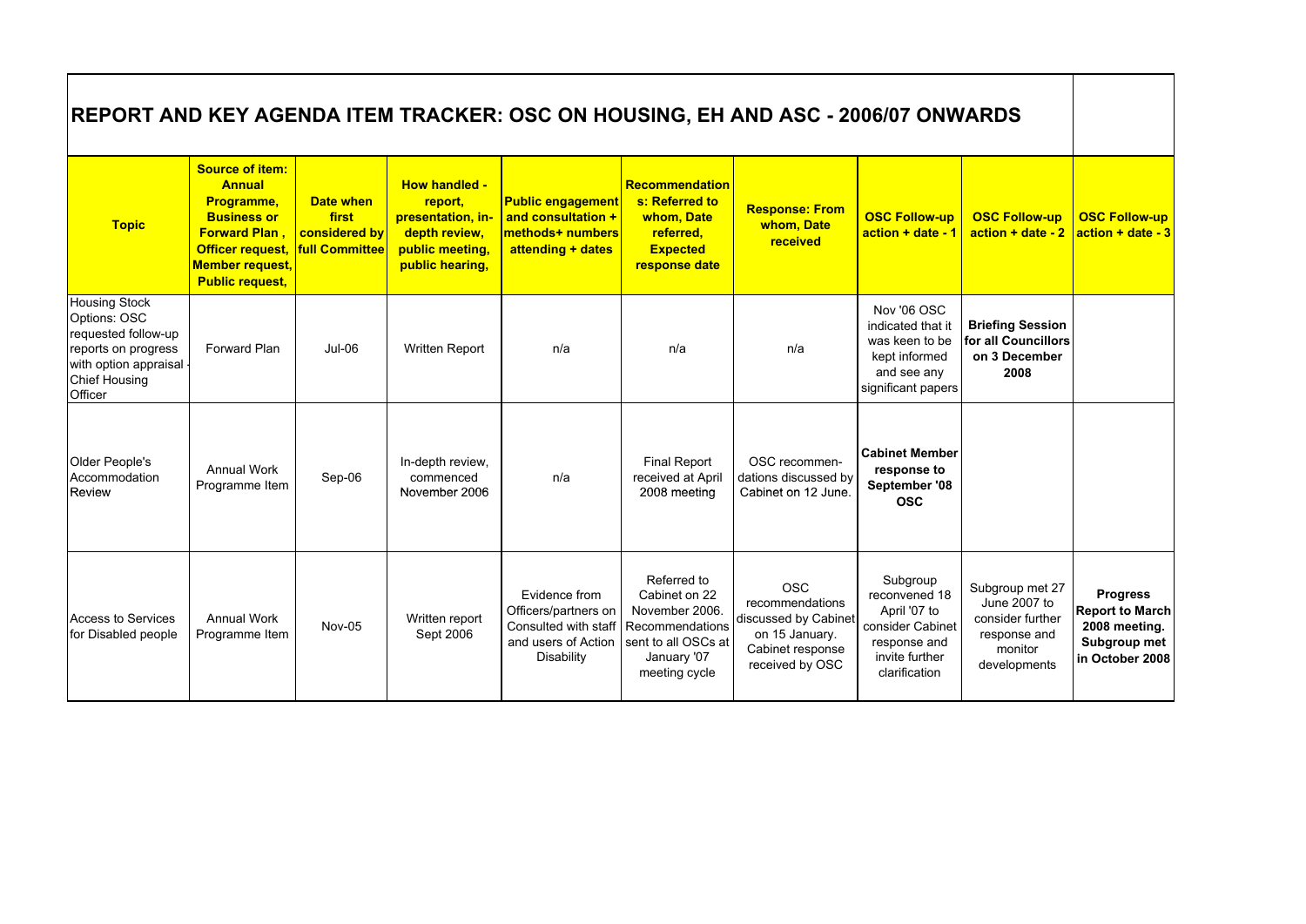# REPORT AND KEY AGENDA ITEM TRACKER: OSC ON HOUSING, EH AND ASC - 2006/07 ONWARDS

| Topic | Source of item: Annual Programme, Business or Forward Plan , Officer request, Member request, Public request, | Date when first considered by full Committee | How handled - report, presentation, in-depth review, public meeting, public hearing, | Public engagement and consultation + methods+ numbers attending + dates | Recommendations: Referred to whom, Date referred, Expected response date | Response: From whom, Date received | OSC Follow-up action + date - 1 | OSC Follow-up action + date - 2 | OSC Follow-up action + date - 3 |
|---|---|---|---|---|---|---|---|---|---|
| Housing Stock Options: OSC requested follow-up reports on progress with option appraisal - Chief Housing Officer | Forward Plan | Jul-06 | Written Report | n/a | n/a | n/a | Nov '06 OSC indicated that it was keen to be kept informed and see any significant papers | **Briefing Session for all Councillors on 3 December 2008** | |
| Older People's Accommodation Review | Annual Work Programme Item | Sep-06 | In-depth review, commenced November 2006 | n/a | Final Report received at April 2008 meeting | OSC recommen-dations discussed by Cabinet on 12 June. | **Cabinet Member response to September '08 OSC** | | |
| Access to Services for Disabled people | Annual Work Programme Item | Nov-05 | Written report Sept 2006 | Evidence from Officers/partners on Consulted with staff and users of Action Disability | Referred to Cabinet on 22 November 2006. Recommendations sent to all OSCs at January '07 meeting cycle | OSC recommendations discussed by Cabinet on 15 January. Cabinet response received by OSC | Subgroup reconvened 18 April '07 to consider Cabinet response and invite further clarification | Subgroup met 27 June 2007 to consider further response and monitor developments | **Progress Report to March 2008 meeting. Subgroup met in October 2008** |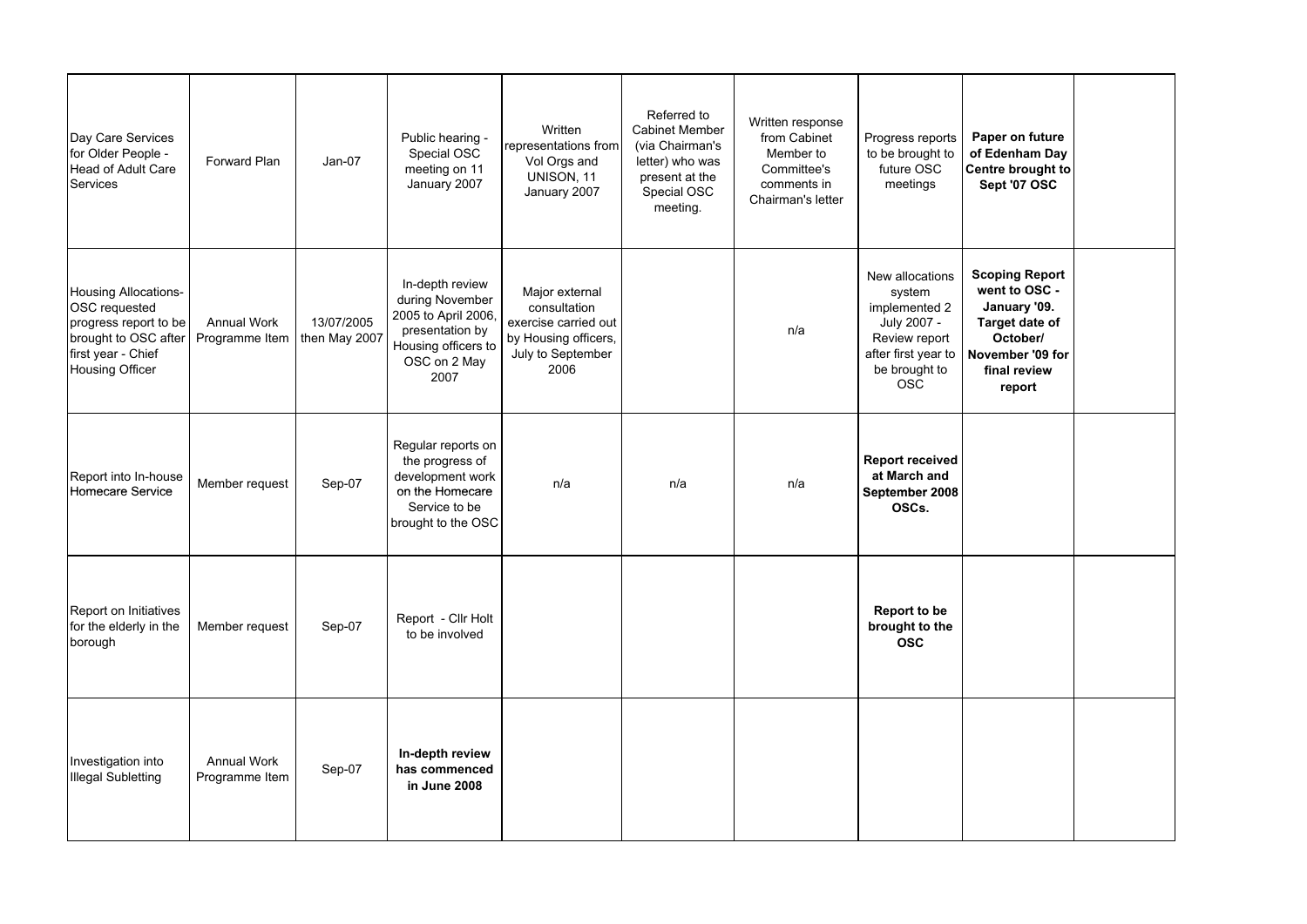| | | | | | | | | | |
|---|---|---|---|---|---|---|---|---|---|
| Day Care Services for Older People - Head of Adult Care Services | Forward Plan | Jan-07 | Public hearing - Special OSC meeting on 11 January 2007 | Written representations from Vol Orgs and UNISON, 11 January 2007 | Referred to Cabinet Member (via Chairman's letter) who was present at the Special OSC meeting. | Written response from Cabinet Member to Committee's comments in Chairman's letter | Progress reports to be brought to future OSC meetings | **Paper on future of Edenham Day Centre brought to Sept '07 OSC** | |
| Housing Allocations- OSC requested progress report to be brought to OSC after first year - Chief Housing Officer | Annual Work Programme Item | 13/07/2005 then May 2007 | In-depth review during November 2005 to April 2006, presentation by Housing officers to OSC on 2 May 2007 | Major external consultation exercise carried out by Housing officers, July to September 2006 | | n/a | New allocations system implemented 2 July 2007 - Review report after first year to be brought to OSC | **Scoping Report went to OSC - January '09. Target date of October/ November '09 for final review report** | |
| Report into In-house Homecare Service | Member request | Sep-07 | Regular reports on the progress of development work on the Homecare Service to be brought to the OSC | n/a | n/a | n/a | **Report received at March and September 2008 OSCs.** | | |
| Report on Initiatives for the elderly in the borough | Member request | Sep-07 | Report - Cllr Holt to be involved | | | | **Report to be brought to the OSC** | | |
| Investigation into Illegal Subletting | Annual Work Programme Item | Sep-07 | **In-depth review has commenced in June 2008** | | | | | | |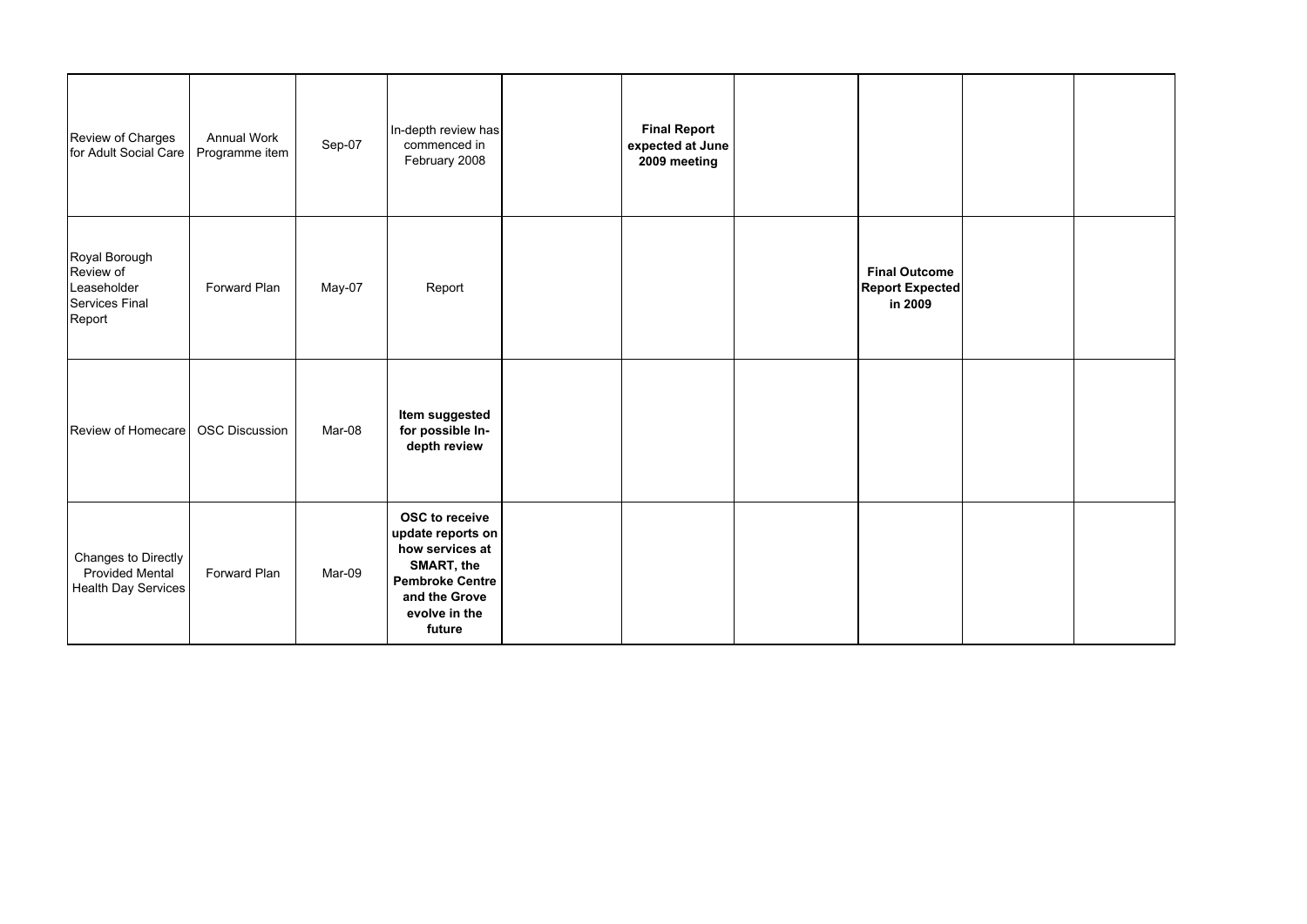| | | | | | | | | | |
|---|---|---|---|---|---|---|---|---|---|
| Review of Charges for Adult Social Care | Annual Work Programme item | Sep-07 | In-depth review has commenced in February 2008 | | **Final Report expected at June 2009 meeting** | | | | |
| Royal Borough Review of Leaseholder Services Final Report | Forward Plan | May-07 | Report | | | | **Final Outcome Report Expected in 2009** | | |
| Review of Homecare | OSC Discussion | Mar-08 | **Item suggested for possible In-depth review** | | | | | | |
| Changes to Directly Provided Mental Health Day Services | Forward Plan | Mar-09 | **OSC to receive update reports on how services at SMART, the Pembroke Centre and the Grove evolve in the future** | | | | | | |